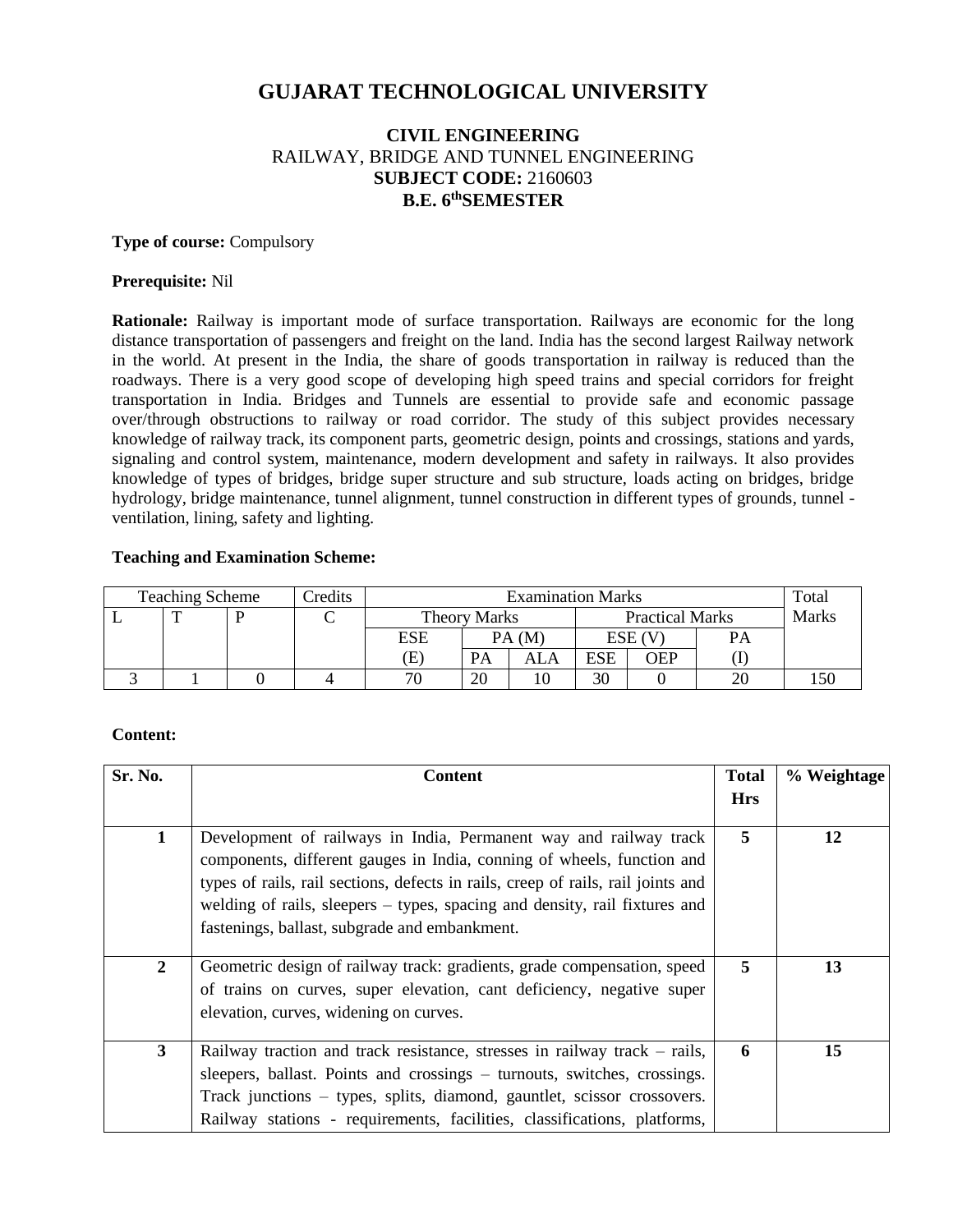# GUJARAT TECHNOLOGICAL UNIVERSITY

**CIVIL ENGINEERING**
RAILWAY, BRIDGE AND TUNNEL ENGINEERING
**SUBJECT CODE:** 2160603
**B.E. 6thSEMESTER**

**Type of course:** Compulsory

**Prerequisite:** Nil

**Rationale:** Railway is important mode of surface transportation. Railways are economic for the long distance transportation of passengers and freight on the land. India has the second largest Railway network in the world. At present in the India, the share of goods transportation in railway is reduced than the roadways. There is a very good scope of developing high speed trains and special corridors for freight transportation in India. Bridges and Tunnels are essential to provide safe and economic passage over/through obstructions to railway or road corridor. The study of this subject provides necessary knowledge of railway track, its component parts, geometric design, points and crossings, stations and yards, signaling and control system, maintenance, modern development and safety in railways. It also provides knowledge of types of bridges, bridge super structure and sub structure, loads acting on bridges, bridge hydrology, bridge maintenance, tunnel alignment, tunnel construction in different types of grounds, tunnel - ventilation, lining, safety and lighting.

**Teaching and Examination Scheme:**

| Teaching Scheme | | | Credits | Examination Marks | | | | | | Total Marks |
|---|---|---|---|---|---|---|---|---|---|---|
| | | | | Theory Marks | | | Practical Marks | | | |
| L | T | P | C | ESE (E) | PA (M) | | ESE (V) | | PA (I) | |
| | | | | | PA | ALA | ESE | OEP | | |
| 3 | 1 | 0 | 4 | 70 | 20 | 10 | 30 | 0 | 20 | 150 |

**Content:**

| Sr. No. | Content | Total Hrs | % Weightage |
|---|---|---|---|
| 1 | Development of railways in India, Permanent way and railway track components, different gauges in India, conning of wheels, function and types of rails, rail sections, defects in rails, creep of rails, rail joints and welding of rails, sleepers – types, spacing and density, rail fixtures and fastenings, ballast, subgrade and embankment. | 5 | 12 |
| 2 | Geometric design of railway track: gradients, grade compensation, speed of trains on curves, super elevation, cant deficiency, negative super elevation, curves, widening on curves. | 5 | 13 |
| 3 | Railway traction and track resistance, stresses in railway track – rails, sleepers, ballast. Points and crossings – turnouts, switches, crossings. Track junctions – types, splits, diamond, gauntlet, scissor crossovers. Railway stations - requirements, facilities, classifications, platforms, | 6 | 15 |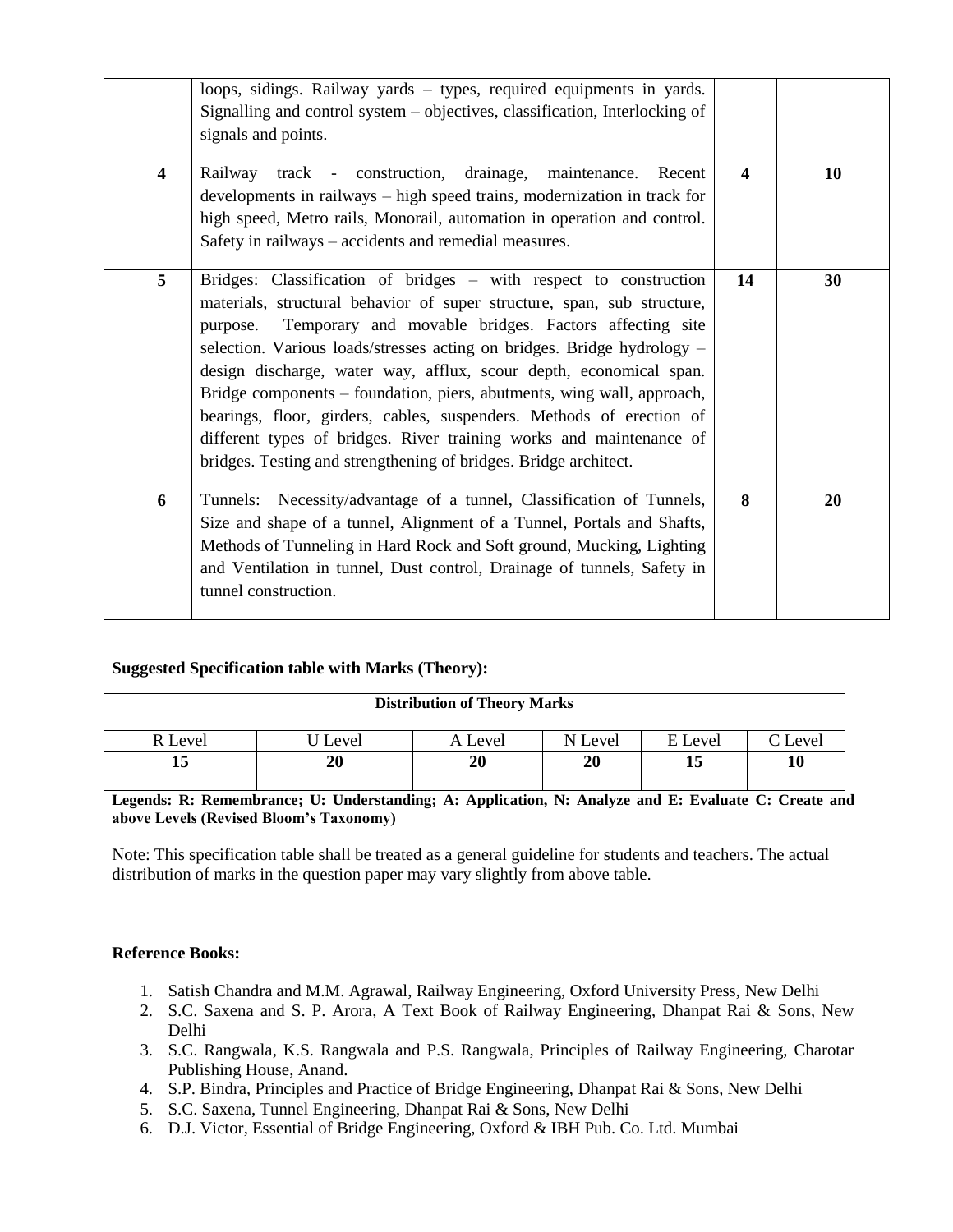| | | | |
|---|---|---|---|
| | loops, sidings. Railway yards – types, required equipments in yards. Signalling and control system – objectives, classification, Interlocking of signals and points. | | |
| **4** | Railway track - construction, drainage, maintenance. Recent developments in railways – high speed trains, modernization in track for high speed, Metro rails, Monorail, automation in operation and control. Safety in railways – accidents and remedial measures. | **4** | **10** |
| **5** | Bridges: Classification of bridges – with respect to construction materials, structural behavior of super structure, span, sub structure, purpose. Temporary and movable bridges. Factors affecting site selection. Various loads/stresses acting on bridges. Bridge hydrology – design discharge, water way, afflux, scour depth, economical span. Bridge components – foundation, piers, abutments, wing wall, approach, bearings, floor, girders, cables, suspenders. Methods of erection of different types of bridges. River training works and maintenance of bridges. Testing and strengthening of bridges. Bridge architect. | **14** | **30** |
| **6** | Tunnels: Necessity/advantage of a tunnel, Classification of Tunnels, Size and shape of a tunnel, Alignment of a Tunnel, Portals and Shafts, Methods of Tunneling in Hard Rock and Soft ground, Mucking, Lighting and Ventilation in tunnel, Dust control, Drainage of tunnels, Safety in tunnel construction. | **8** | **20** |

**Suggested Specification table with Marks (Theory):**

| **Distribution of Theory Marks** | | | | | |
|---|---|---|---|---|---|
| R Level | U Level | A Level | N Level | E Level | C Level |
| **15** | **20** | **20** | **20** | **15** | **10** |

**Legends: R: Remembrance; U: Understanding; A: Application, N: Analyze and E: Evaluate C: Create and above Levels (Revised Bloom's Taxonomy)**

Note: This specification table shall be treated as a general guideline for students and teachers. The actual distribution of marks in the question paper may vary slightly from above table.

**Reference Books:**

1. Satish Chandra and M.M. Agrawal, Railway Engineering, Oxford University Press, New Delhi
2. S.C. Saxena and S. P. Arora, A Text Book of Railway Engineering, Dhanpat Rai & Sons, New Delhi
3. S.C. Rangwala, K.S. Rangwala and P.S. Rangwala, Principles of Railway Engineering, Charotar Publishing House, Anand.
4. S.P. Bindra, Principles and Practice of Bridge Engineering, Dhanpat Rai & Sons, New Delhi
5. S.C. Saxena, Tunnel Engineering, Dhanpat Rai & Sons, New Delhi
6. D.J. Victor, Essential of Bridge Engineering, Oxford & IBH Pub. Co. Ltd. Mumbai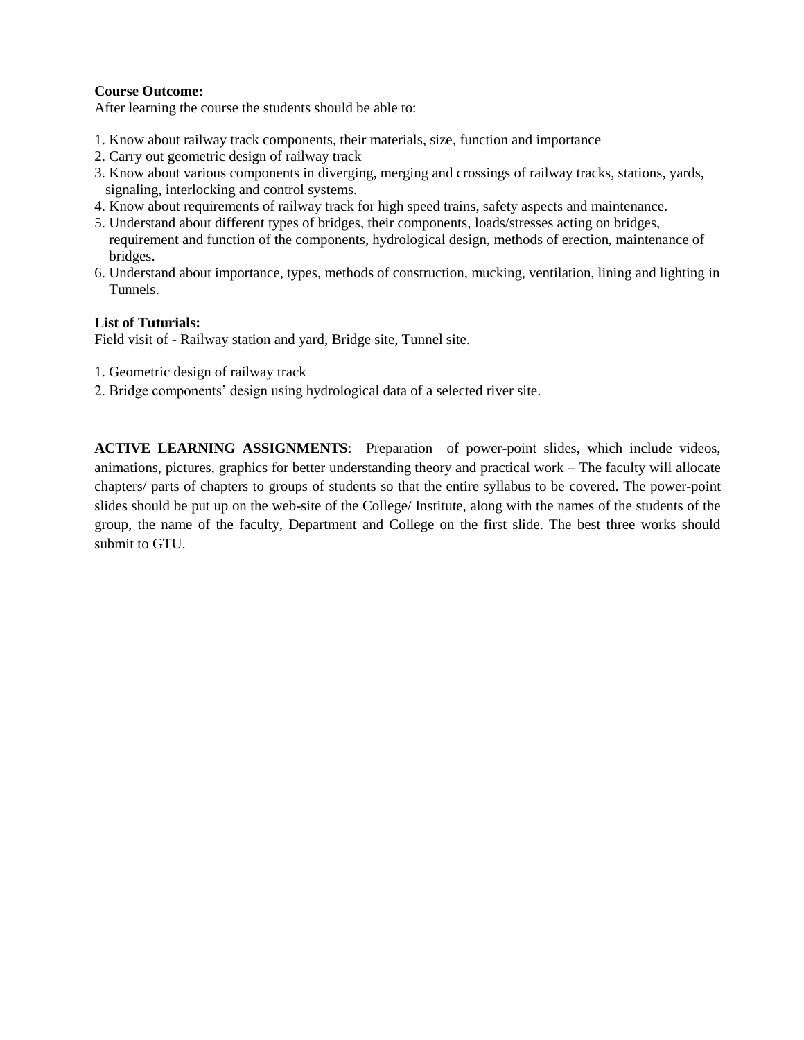**Course Outcome:**
After learning the course the students should be able to:

1. Know about railway track components, their materials, size, function and importance
2. Carry out geometric design of railway track
3. Know about various components in diverging, merging and crossings of railway tracks, stations, yards, signaling, interlocking and control systems.
4. Know about requirements of railway track for high speed trains, safety aspects and maintenance.
5. Understand about different types of bridges, their components, loads/stresses acting on bridges, requirement and function of the components, hydrological design, methods of erection, maintenance of bridges.
6. Understand about importance, types, methods of construction, mucking, ventilation, lining and lighting in Tunnels.

**List of Tuturials:**
Field visit of - Railway station and yard, Bridge site, Tunnel site.

1. Geometric design of railway track
2. Bridge components' design using hydrological data of a selected river site.

**ACTIVE LEARNING ASSIGNMENTS**: Preparation of power-point slides, which include videos, animations, pictures, graphics for better understanding theory and practical work – The faculty will allocate chapters/ parts of chapters to groups of students so that the entire syllabus to be covered. The power-point slides should be put up on the web-site of the College/ Institute, along with the names of the students of the group, the name of the faculty, Department and College on the first slide. The best three works should submit to GTU.